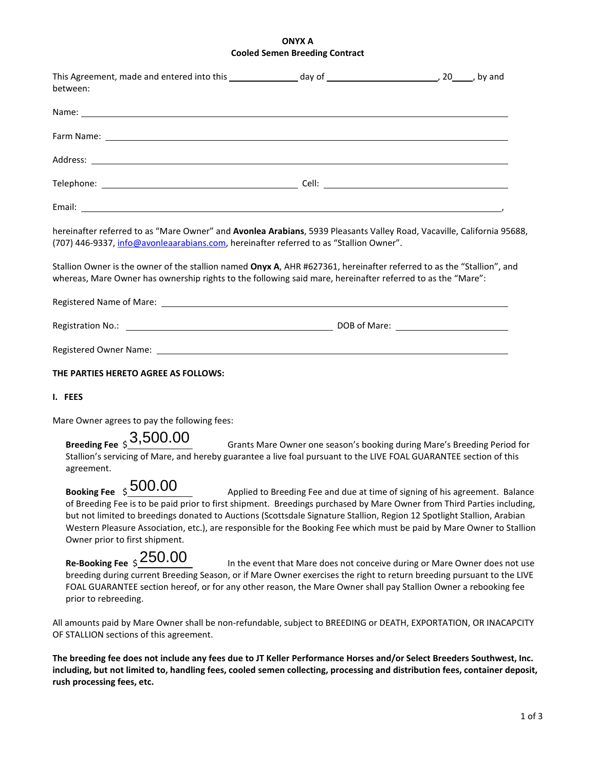**ONYX A**
**Cooled Semen Breeding Contract**

This Agreement, made and entered into this ______________ day of ________________________, 20____, by and between:

Name: ____________________________________________________________

Farm Name: ____________________________________________________________

Address: ____________________________________________________________

Telephone: ______________________________ Cell: ______________________________

Email: ____________________________________________________________,

hereinafter referred to as "Mare Owner" and **Avonlea Arabians**, 5939 Pleasants Valley Road, Vacaville, California 95688, (707) 446-9337, info@avonleaarabians.com, hereinafter referred to as "Stallion Owner".

Stallion Owner is the owner of the stallion named **Onyx A**, AHR #627361, hereinafter referred to as the "Stallion", and whereas, Mare Owner has ownership rights to the following said mare, hereinafter referred to as the "Mare":

Registered Name of Mare: ____________________________________________________________

Registration No.: ______________________________ DOB of Mare: ____________________

Registered Owner Name: ____________________________________________________________

**THE PARTIES HERETO AGREE AS FOLLOWS:**

**I. FEES**

Mare Owner agrees to pay the following fees:

**Breeding Fee** $3,500.00 Grants Mare Owner one season's booking during Mare's Breeding Period for Stallion's servicing of Mare, and hereby guarantee a live foal pursuant to the LIVE FOAL GUARANTEE section of this agreement.

**Booking Fee** $500.00 Applied to Breeding Fee and due at time of signing of his agreement. Balance of Breeding Fee is to be paid prior to first shipment. Breedings purchased by Mare Owner from Third Parties including, but not limited to breedings donated to Auctions (Scottsdale Signature Stallion, Region 12 Spotlight Stallion, Arabian Western Pleasure Association, etc.), are responsible for the Booking Fee which must be paid by Mare Owner to Stallion Owner prior to first shipment.

**Re-Booking Fee** $250.00 In the event that Mare does not conceive during or Mare Owner does not use breeding during current Breeding Season, or if Mare Owner exercises the right to return breeding pursuant to the LIVE FOAL GUARANTEE section hereof, or for any other reason, the Mare Owner shall pay Stallion Owner a rebooking fee prior to rebreeding.

All amounts paid by Mare Owner shall be non-refundable, subject to BREEDING or DEATH, EXPORTATION, OR INACAPCITY OF STALLION sections of this agreement.

**The breeding fee does not include any fees due to JT Keller Performance Horses and/or Select Breeders Southwest, Inc. including, but not limited to, handling fees, cooled semen collecting, processing and distribution fees, container deposit, rush processing fees, etc.**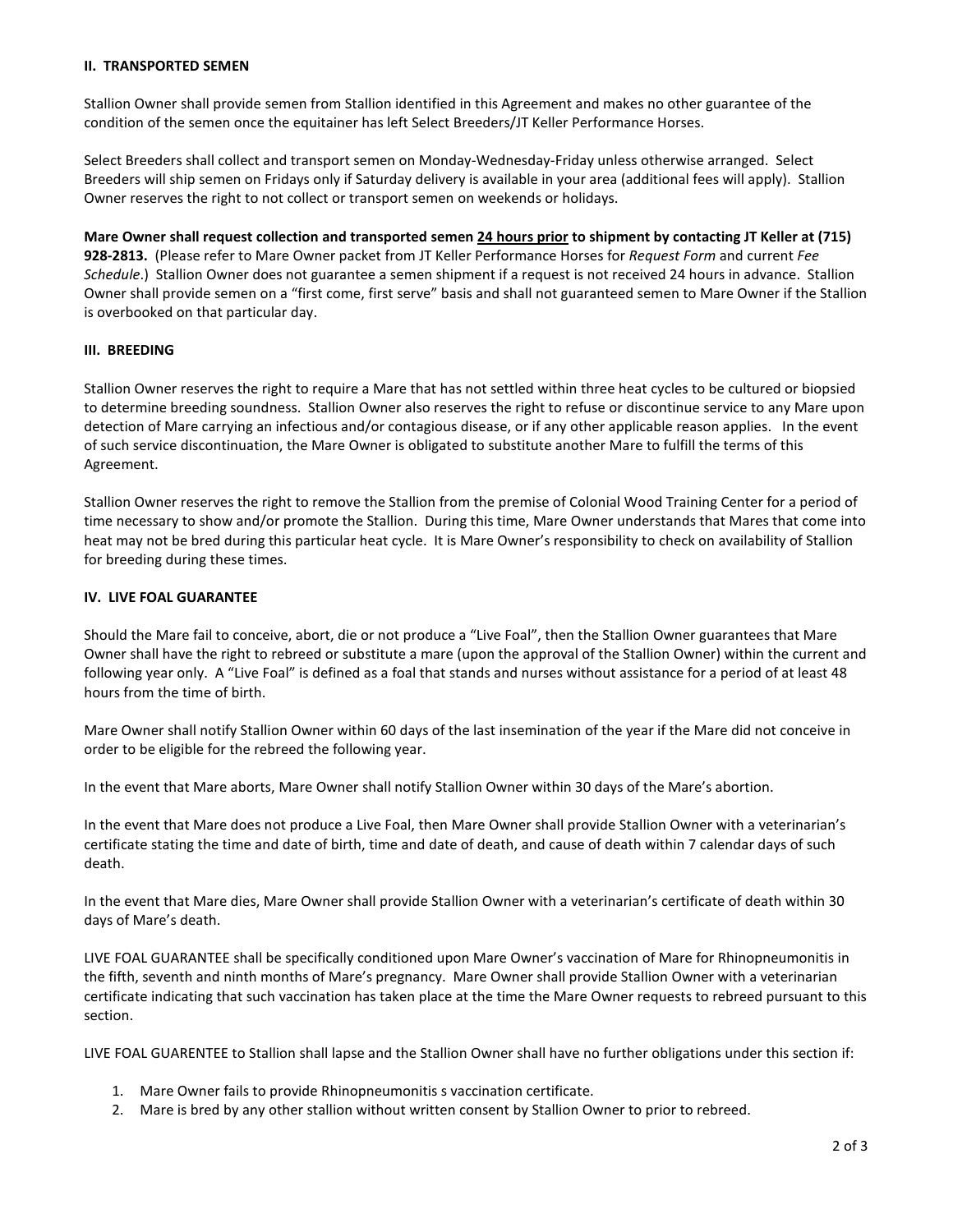## II. TRANSPORTED SEMEN

Stallion Owner shall provide semen from Stallion identified in this Agreement and makes no other guarantee of the condition of the semen once the equitainer has left Select Breeders/JT Keller Performance Horses.

Select Breeders shall collect and transport semen on Monday-Wednesday-Friday unless otherwise arranged. Select Breeders will ship semen on Fridays only if Saturday delivery is available in your area (additional fees will apply). Stallion Owner reserves the right to not collect or transport semen on weekends or holidays.

**Mare Owner shall request collection and transported semen <u>24 hours prior</u> to shipment by contacting JT Keller at (715) 928-2813.** (Please refer to Mare Owner packet from JT Keller Performance Horses for *Request Form* and current *Fee Schedule*.) Stallion Owner does not guarantee a semen shipment if a request is not received 24 hours in advance. Stallion Owner shall provide semen on a "first come, first serve" basis and shall not guaranteed semen to Mare Owner if the Stallion is overbooked on that particular day.

## III. BREEDING

Stallion Owner reserves the right to require a Mare that has not settled within three heat cycles to be cultured or biopsied to determine breeding soundness. Stallion Owner also reserves the right to refuse or discontinue service to any Mare upon detection of Mare carrying an infectious and/or contagious disease, or if any other applicable reason applies. In the event of such service discontinuation, the Mare Owner is obligated to substitute another Mare to fulfill the terms of this Agreement.

Stallion Owner reserves the right to remove the Stallion from the premise of Colonial Wood Training Center for a period of time necessary to show and/or promote the Stallion. During this time, Mare Owner understands that Mares that come into heat may not be bred during this particular heat cycle. It is Mare Owner's responsibility to check on availability of Stallion for breeding during these times.

## IV. LIVE FOAL GUARANTEE

Should the Mare fail to conceive, abort, die or not produce a "Live Foal", then the Stallion Owner guarantees that Mare Owner shall have the right to rebreed or substitute a mare (upon the approval of the Stallion Owner) within the current and following year only. A "Live Foal" is defined as a foal that stands and nurses without assistance for a period of at least 48 hours from the time of birth.

Mare Owner shall notify Stallion Owner within 60 days of the last insemination of the year if the Mare did not conceive in order to be eligible for the rebreed the following year.

In the event that Mare aborts, Mare Owner shall notify Stallion Owner within 30 days of the Mare's abortion.

In the event that Mare does not produce a Live Foal, then Mare Owner shall provide Stallion Owner with a veterinarian's certificate stating the time and date of birth, time and date of death, and cause of death within 7 calendar days of such death.

In the event that Mare dies, Mare Owner shall provide Stallion Owner with a veterinarian's certificate of death within 30 days of Mare's death.

LIVE FOAL GUARANTEE shall be specifically conditioned upon Mare Owner's vaccination of Mare for Rhinopneumonitis in the fifth, seventh and ninth months of Mare's pregnancy. Mare Owner shall provide Stallion Owner with a veterinarian certificate indicating that such vaccination has taken place at the time the Mare Owner requests to rebreed pursuant to this section.

LIVE FOAL GUARENTEE to Stallion shall lapse and the Stallion Owner shall have no further obligations under this section if:

1. Mare Owner fails to provide Rhinopneumonitis s vaccination certificate.
2. Mare is bred by any other stallion without written consent by Stallion Owner to prior to rebreed.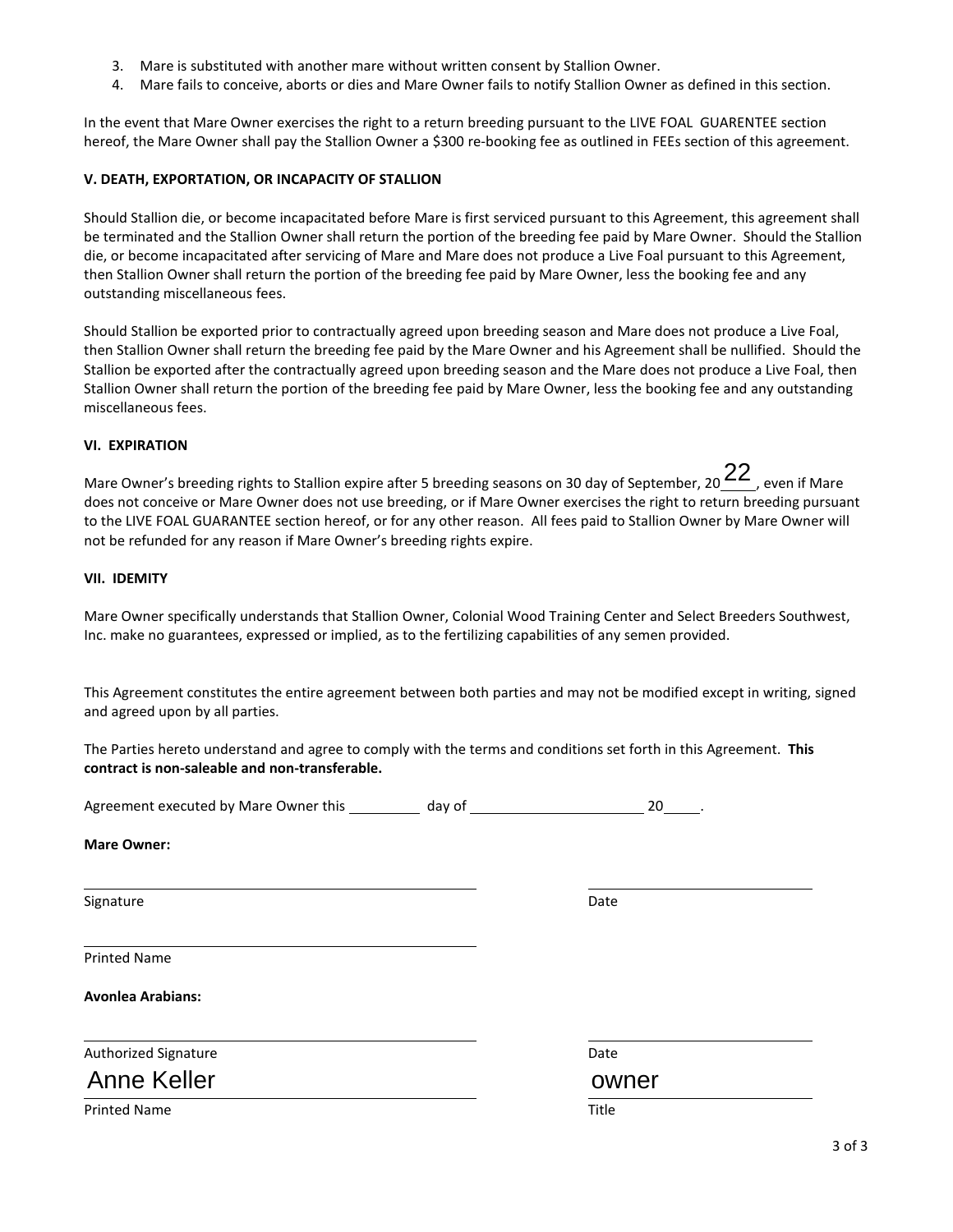3. Mare is substituted with another mare without written consent by Stallion Owner.
4. Mare fails to conceive, aborts or dies and Mare Owner fails to notify Stallion Owner as defined in this section.

In the event that Mare Owner exercises the right to a return breeding pursuant to the LIVE FOAL GUARENTEE section hereof, the Mare Owner shall pay the Stallion Owner a $300 re-booking fee as outlined in FEEs section of this agreement.

**V. DEATH, EXPORTATION, OR INCAPACITY OF STALLION**

Should Stallion die, or become incapacitated before Mare is first serviced pursuant to this Agreement, this agreement shall be terminated and the Stallion Owner shall return the portion of the breeding fee paid by Mare Owner. Should the Stallion die, or become incapacitated after servicing of Mare and Mare does not produce a Live Foal pursuant to this Agreement, then Stallion Owner shall return the portion of the breeding fee paid by Mare Owner, less the booking fee and any outstanding miscellaneous fees.

Should Stallion be exported prior to contractually agreed upon breeding season and Mare does not produce a Live Foal, then Stallion Owner shall return the breeding fee paid by the Mare Owner and his Agreement shall be nullified. Should the Stallion be exported after the contractually agreed upon breeding season and the Mare does not produce a Live Foal, then Stallion Owner shall return the portion of the breeding fee paid by Mare Owner, less the booking fee and any outstanding miscellaneous fees.

**VI. EXPIRATION**

Mare Owner's breeding rights to Stallion expire after 5 breeding seasons on 30 day of September, 20 22, even if Mare does not conceive or Mare Owner does not use breeding, or if Mare Owner exercises the right to return breeding pursuant to the LIVE FOAL GUARANTEE section hereof, or for any other reason. All fees paid to Stallion Owner by Mare Owner will not be refunded for any reason if Mare Owner's breeding rights expire.

**VII. IDEMITY**

Mare Owner specifically understands that Stallion Owner, Colonial Wood Training Center and Select Breeders Southwest, Inc. make no guarantees, expressed or implied, as to the fertilizing capabilities of any semen provided.

This Agreement constitutes the entire agreement between both parties and may not be modified except in writing, signed and agreed upon by all parties.

The Parties hereto understand and agree to comply with the terms and conditions set forth in this Agreement. **This contract is non-saleable and non-transferable.**

Agreement executed by Mare Owner this __________ day of ______________________ 20_____.

**Mare Owner:**

______________________________ ______________________
Signature Date

______________________________
Printed Name

**Avonlea Arabians:**

______________________________ ______________________
Authorized Signature Date

Anne Keller owner
Printed Name Title